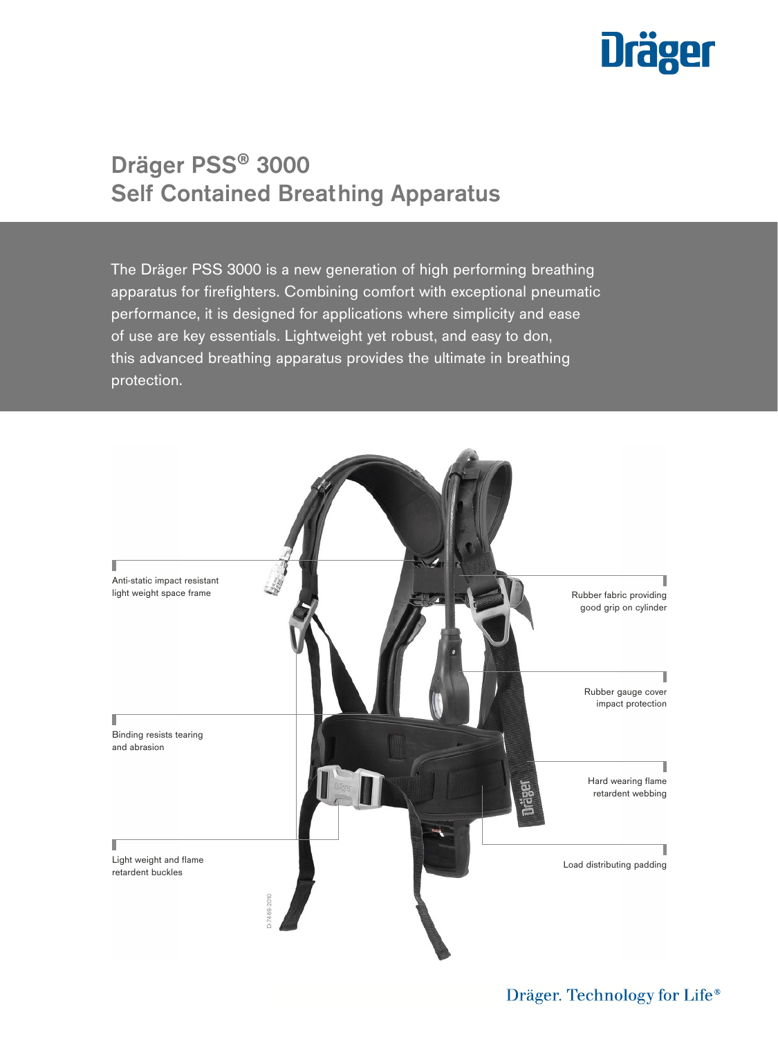# Dräger PSS® 3000
## Self Contained Breathing Apparatus

The Dräger PSS 3000 is a new generation of high performing breathing apparatus for firefighters. Combining comfort with exceptional pneumatic performance, it is designed for applications where simplicity and ease of use are key essentials. Lightweight yet robust, and easy to don, this advanced breathing apparatus provides the ultimate in breathing protection.

Anti-static impact resistant light weight space frame

Binding resists tearing and abrasion

Light weight and flame retardent buckles

Rubber fabric providing good grip on cylinder

Rubber gauge cover impact protection

Hard wearing flame retardent webbing

Load distributing padding

D-7469-2010

Dräger. Technology for Life®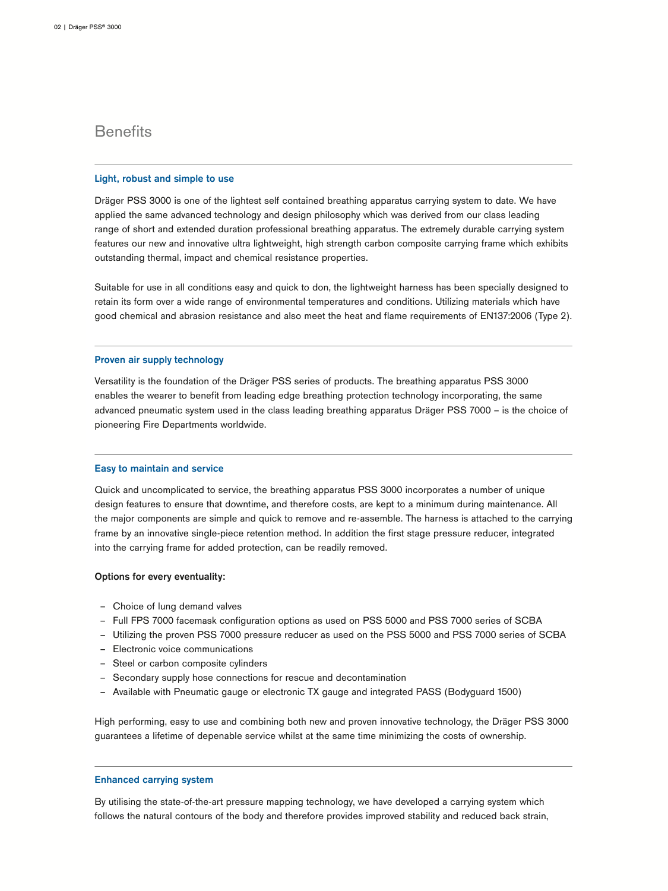## Benefits

### Light, robust and simple to use

Dräger PSS 3000 is one of the lightest self contained breathing apparatus carrying system to date. We have applied the same advanced technology and design philosophy which was derived from our class leading range of short and extended duration professional breathing apparatus. The extremely durable carrying system features our new and innovative ultra lightweight, high strength carbon composite carrying frame which exhibits outstanding thermal, impact and chemical resistance properties.

Suitable for use in all conditions easy and quick to don, the lightweight harness has been specially designed to retain its form over a wide range of environmental temperatures and conditions. Utilizing materials which have good chemical and abrasion resistance and also meet the heat and flame requirements of EN137:2006 (Type 2).

### Proven air supply technology

Versatility is the foundation of the Dräger PSS series of products. The breathing apparatus PSS 3000 enables the wearer to benefit from leading edge breathing protection technology incorporating, the same advanced pneumatic system used in the class leading breathing apparatus Dräger PSS 7000 – is the choice of pioneering Fire Departments worldwide.

### Easy to maintain and service

Quick and uncomplicated to service, the breathing apparatus PSS 3000 incorporates a number of unique design features to ensure that downtime, and therefore costs, are kept to a minimum during maintenance. All the major components are simple and quick to remove and re-assemble. The harness is attached to the carrying frame by an innovative single-piece retention method. In addition the first stage pressure reducer, integrated into the carrying frame for added protection, can be readily removed.

**Options for every eventuality:**

- Choice of lung demand valves
- Full FPS 7000 facemask configuration options as used on PSS 5000 and PSS 7000 series of SCBA
- Utilizing the proven PSS 7000 pressure reducer as used on the PSS 5000 and PSS 7000 series of SCBA
- Electronic voice communications
- Steel or carbon composite cylinders
- Secondary supply hose connections for rescue and decontamination
- Available with Pneumatic gauge or electronic TX gauge and integrated PASS (Bodyguard 1500)

High performing, easy to use and combining both new and proven innovative technology, the Dräger PSS 3000 guarantees a lifetime of depenable service whilst at the same time minimizing the costs of ownership.

### Enhanced carrying system

By utilising the state-of-the-art pressure mapping technology, we have developed a carrying system which follows the natural contours of the body and therefore provides improved stability and reduced back strain,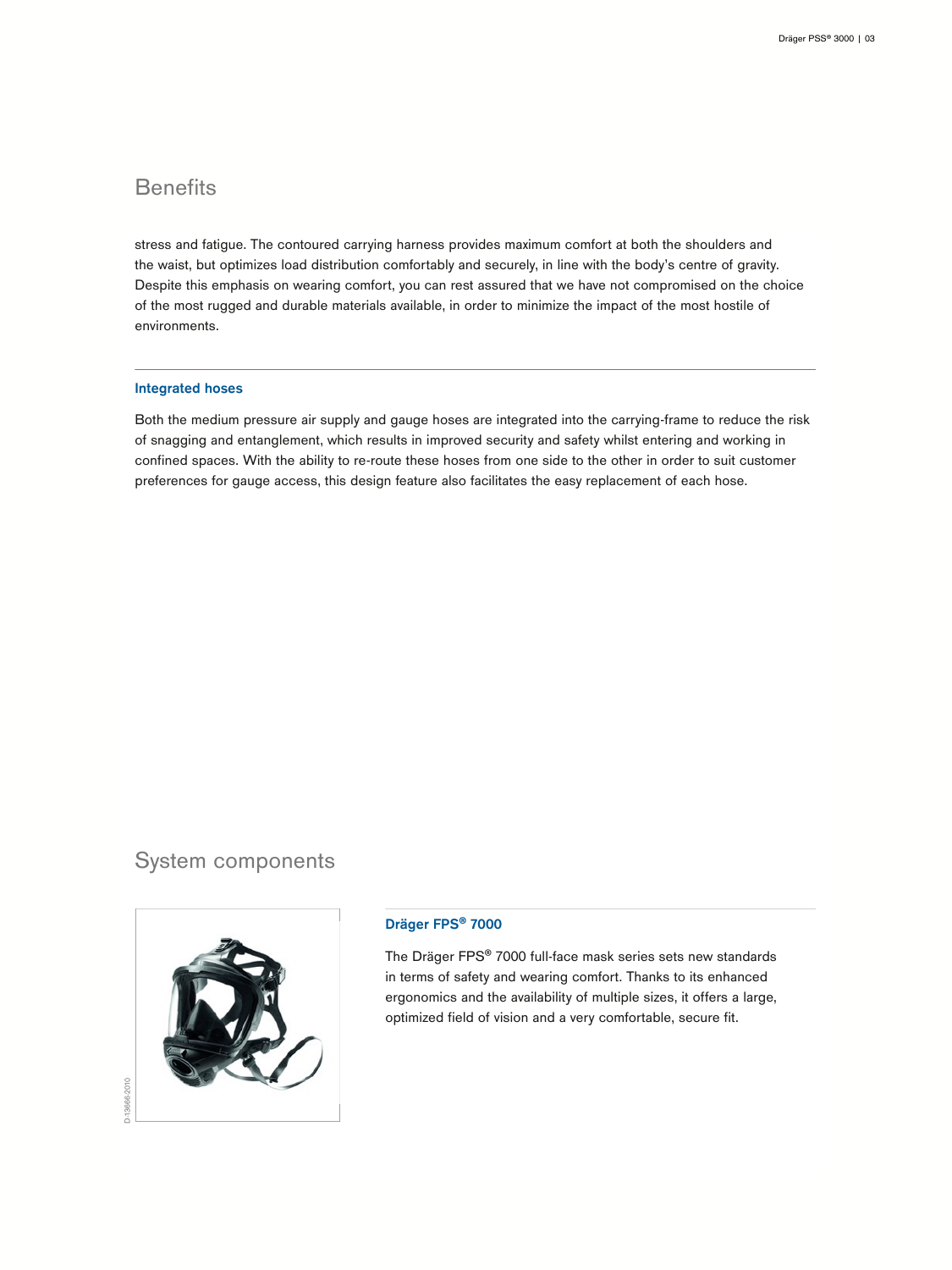## Benefits

stress and fatigue. The contoured carrying harness provides maximum comfort at both the shoulders and the waist, but optimizes load distribution comfortably and securely, in line with the body's centre of gravity. Despite this emphasis on wearing comfort, you can rest assured that we have not compromised on the choice of the most rugged and durable materials available, in order to minimize the impact of the most hostile of environments.

### Integrated hoses

Both the medium pressure air supply and gauge hoses are integrated into the carrying-frame to reduce the risk of snagging and entanglement, which results in improved security and safety whilst entering and working in confined spaces. With the ability to re-route these hoses from one side to the other in order to suit customer preferences for gauge access, this design feature also facilitates the easy replacement of each hose.

## System components

D-13666-2010

### Dräger FPS® 7000

The Dräger FPS® 7000 full-face mask series sets new standards in terms of safety and wearing comfort. Thanks to its enhanced ergonomics and the availability of multiple sizes, it offers a large, optimized field of vision and a very comfortable, secure fit.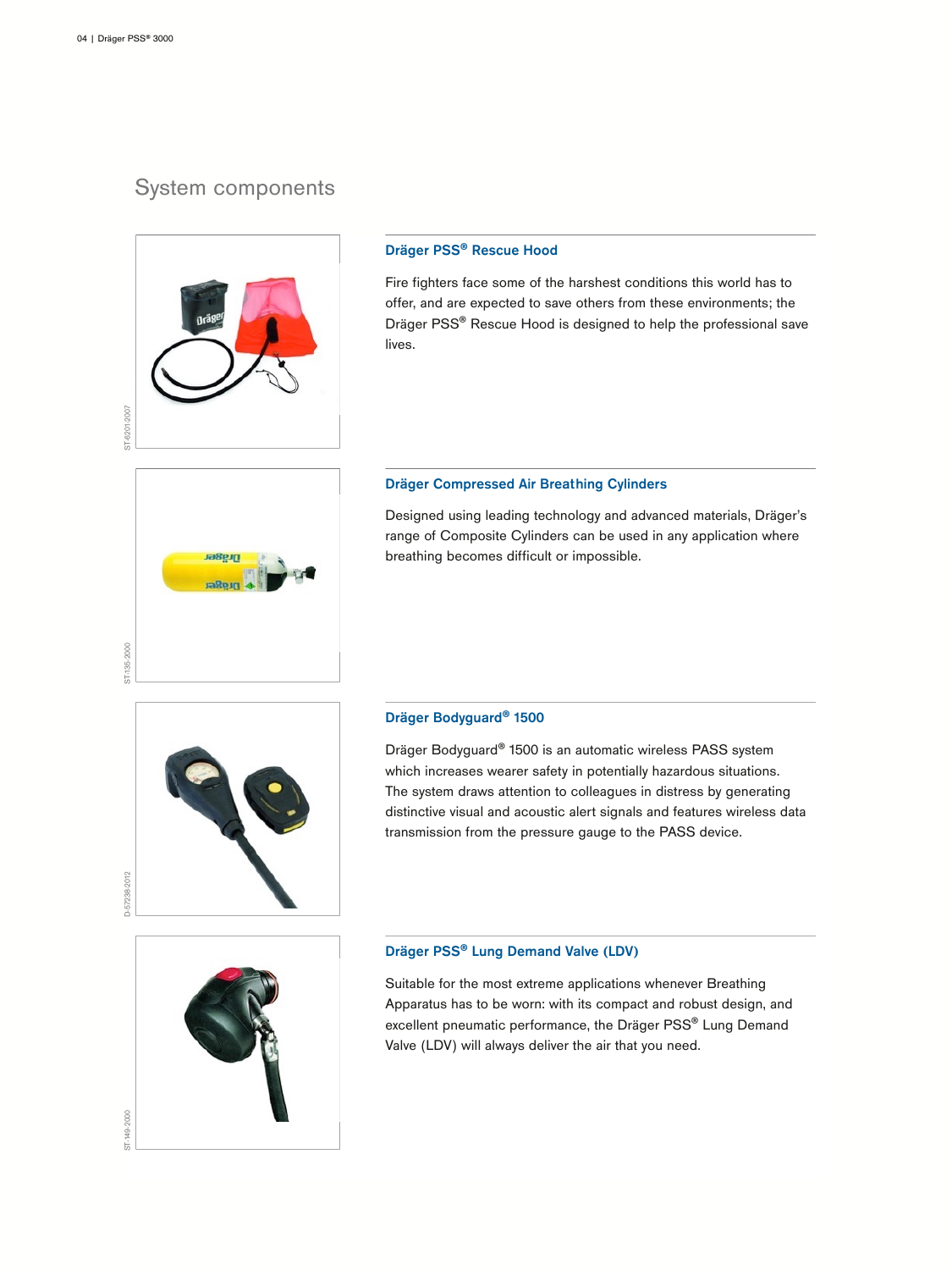# System components

### Dräger PSS® Rescue Hood

Fire fighters face some of the harshest conditions this world has to offer, and are expected to save others from these environments; the Dräger PSS® Rescue Hood is designed to help the professional save lives.

ST-6201-2007

### Dräger Compressed Air Breathing Cylinders

Designed using leading technology and advanced materials, Dräger's range of Composite Cylinders can be used in any application where breathing becomes difficult or impossible.

ST-135-2000

### Dräger Bodyguard® 1500

Dräger Bodyguard® 1500 is an automatic wireless PASS system which increases wearer safety in potentially hazardous situations. The system draws attention to colleagues in distress by generating distinctive visual and acoustic alert signals and features wireless data transmission from the pressure gauge to the PASS device.

D-57238-2012

### Dräger PSS® Lung Demand Valve (LDV)

Suitable for the most extreme applications whenever Breathing Apparatus has to be worn: with its compact and robust design, and excellent pneumatic performance, the Dräger PSS® Lung Demand Valve (LDV) will always deliver the air that you need.

ST-149-2000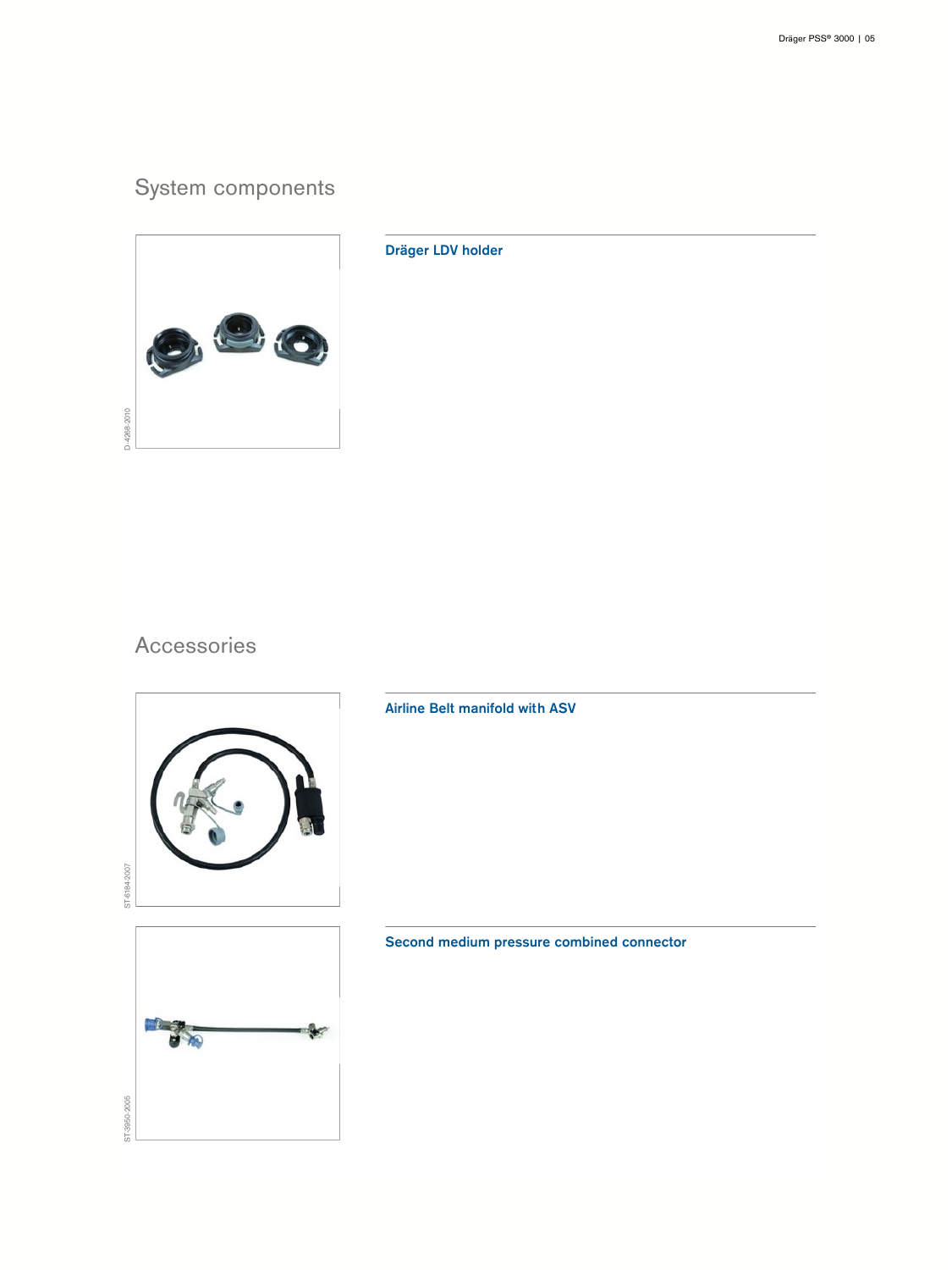## System components

D-4268-2010

### Dräger LDV holder

## Accessories

ST-6184-2007

### Airline Belt manifold with ASV

ST-3950-2005

### Second medium pressure combined connector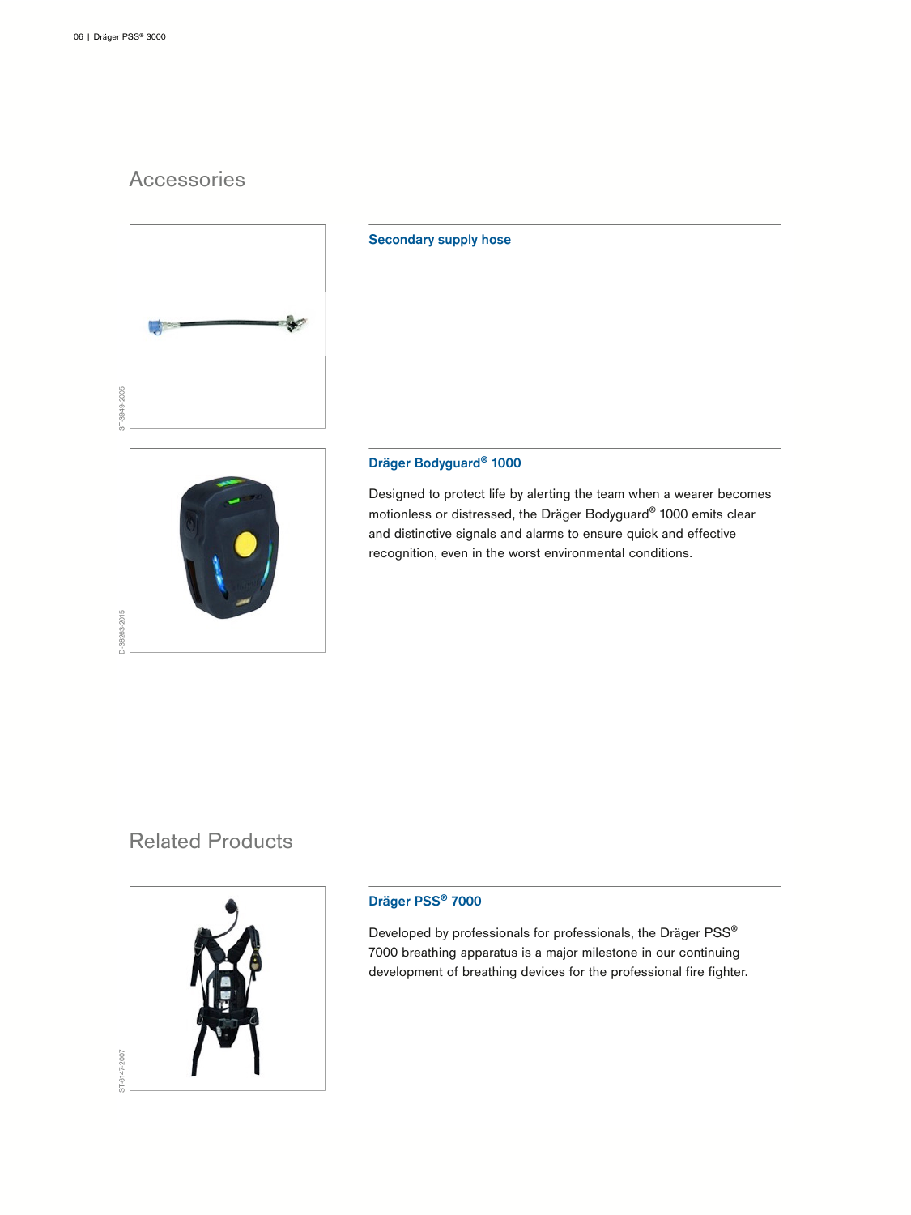## Accessories

### Secondary supply hose

### Dräger Bodyguard® 1000

Designed to protect life by alerting the team when a wearer becomes motionless or distressed, the Dräger Bodyguard® 1000 emits clear and distinctive signals and alarms to ensure quick and effective recognition, even in the worst environmental conditions.

## Related Products

### Dräger PSS® 7000

Developed by professionals for professionals, the Dräger PSS® 7000 breathing apparatus is a major milestone in our continuing development of breathing devices for the professional fire fighter.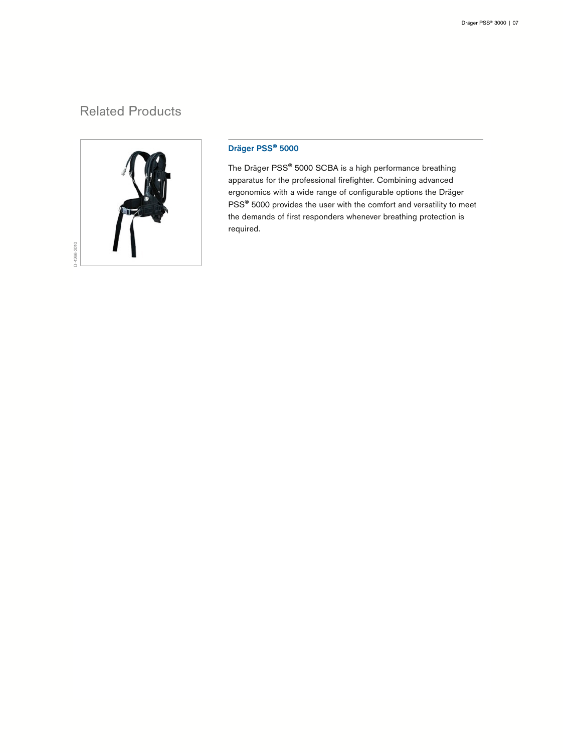## Related Products

D-4066-2010

### Dräger PSS® 5000

The Dräger PSS® 5000 SCBA is a high performance breathing apparatus for the professional firefighter. Combining advanced ergonomics with a wide range of configurable options the Dräger PSS® 5000 provides the user with the comfort and versatility to meet the demands of first responders whenever breathing protection is required.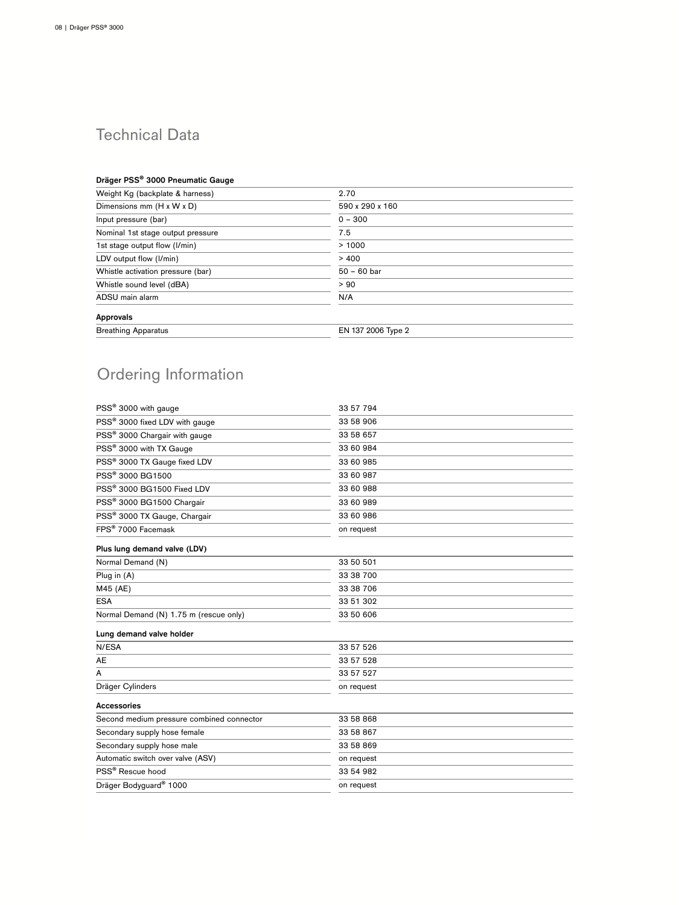## Technical Data

| | |
|---|---|
| **Dräger PSS® 3000 Pneumatic Gauge** | |
| Weight Kg (backplate & harness) | 2.70 |
| Dimensions mm (H x W x D) | 590 x 290 x 160 |
| Input pressure (bar) | 0 – 300 |
| Nominal 1st stage output pressure | 7.5 |
| 1st stage output flow (l/min) | > 1000 |
| LDV output flow (l/min) | > 400 |
| Whistle activation pressure (bar) | 50 – 60 bar |
| Whistle sound level (dBA) | > 90 |
| ADSU main alarm | N/A |
| **Approvals** | |
| Breathing Apparatus | EN 137 2006 Type 2 |

## Ordering Information

| | |
|---|---|
| PSS® 3000 with gauge | 33 57 794 |
| PSS® 3000 fixed LDV with gauge | 33 58 906 |
| PSS® 3000 Chargair with gauge | 33 58 657 |
| PSS® 3000 with TX Gauge | 33 60 984 |
| PSS® 3000 TX Gauge fixed LDV | 33 60 985 |
| PSS® 3000 BG1500 | 33 60 987 |
| PSS® 3000 BG1500 Fixed LDV | 33 60 988 |
| PSS® 3000 BG1500 Chargair | 33 60 989 |
| PSS® 3000 TX Gauge, Chargair | 33 60 986 |
| FPS® 7000 Facemask | on request |
| **Plus lung demand valve (LDV)** | |
| Normal Demand (N) | 33 50 501 |
| Plug in (A) | 33 38 700 |
| M45 (AE) | 33 38 706 |
| ESA | 33 51 302 |
| Normal Demand (N) 1.75 m (rescue only) | 33 50 606 |
| **Lung demand valve holder** | |
| N/ESA | 33 57 526 |
| AE | 33 57 528 |
| A | 33 57 527 |
| Dräger Cylinders | on request |
| **Accessories** | |
| Second medium pressure combined connector | 33 58 868 |
| Secondary supply hose female | 33 58 867 |
| Secondary supply hose male | 33 58 869 |
| Automatic switch over valve (ASV) | on request |
| PSS® Rescue hood | 33 54 982 |
| Dräger Bodyguard® 1000 | on request |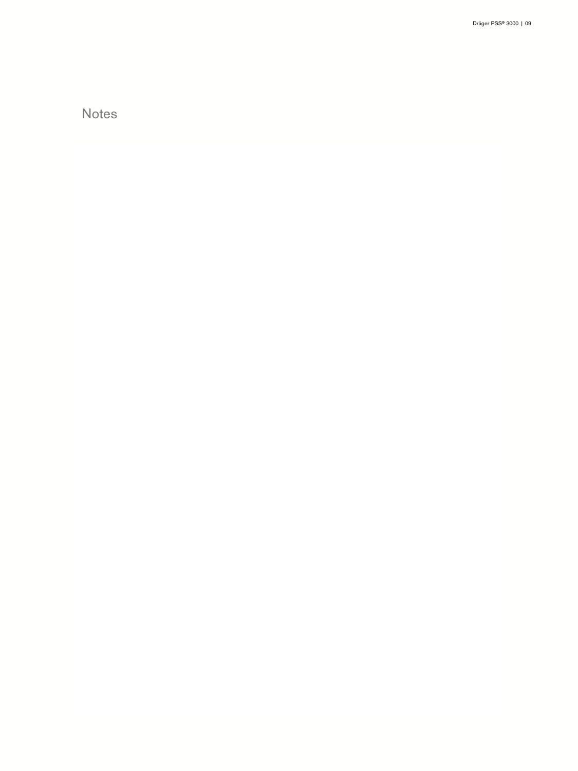## Notes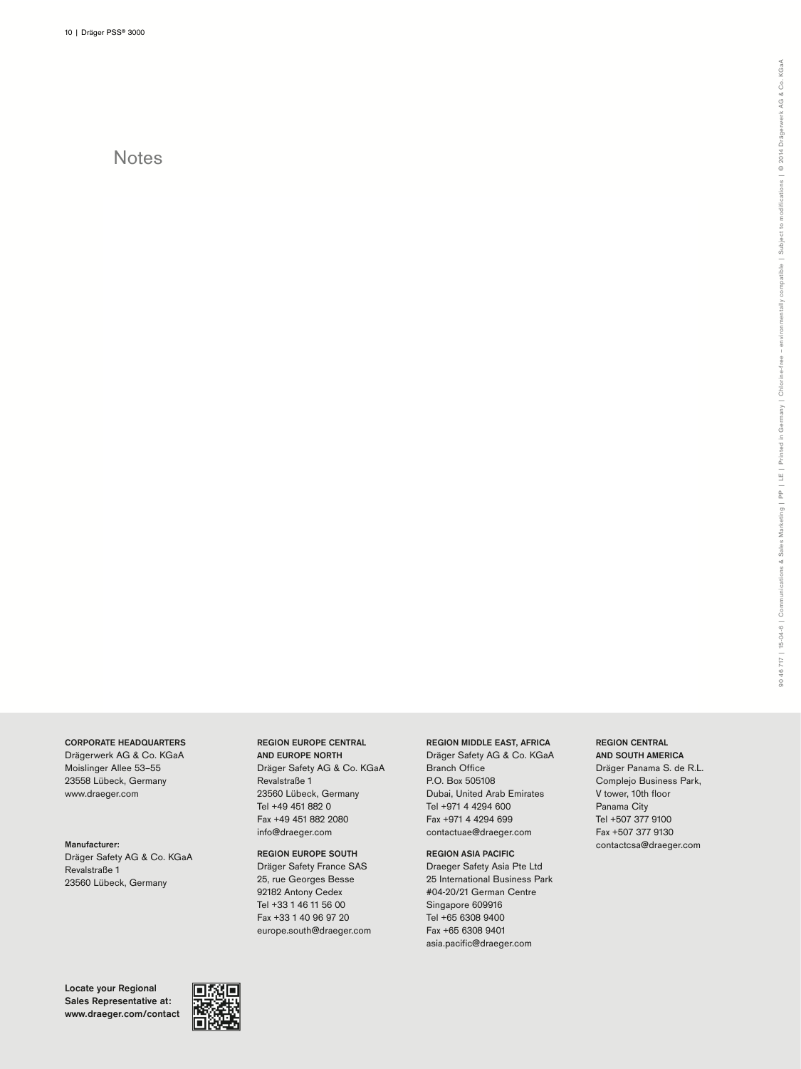## Notes

**CORPORATE HEADQUARTERS**
Drägerwerk AG & Co. KGaA
Moislinger Allee 53–55
23558 Lübeck, Germany
www.draeger.com

**Manufacturer:**
Dräger Safety AG & Co. KGaA
Revalstraße 1
23560 Lübeck, Germany

**REGION EUROPE CENTRAL AND EUROPE NORTH**
Dräger Safety AG & Co. KGaA
Revalstraße 1
23560 Lübeck, Germany
Tel +49 451 882 0
Fax +49 451 882 2080
info@draeger.com

**REGION EUROPE SOUTH**
Dräger Safety France SAS
25, rue Georges Besse
92182 Antony Cedex
Tel +33 1 46 11 56 00
Fax +33 1 40 96 97 20
europe.south@draeger.com

**REGION MIDDLE EAST, AFRICA**
Dräger Safety AG & Co. KGaA
Branch Office
P.O. Box 505108
Dubai, United Arab Emirates
Tel +971 4 4294 600
Fax +971 4 4294 699
contactuae@draeger.com

**REGION ASIA PACIFIC**
Draeger Safety Asia Pte Ltd
25 International Business Park
#04-20/21 German Centre
Singapore 609916
Tel +65 6308 9400
Fax +65 6308 9401
asia.pacific@draeger.com

**REGION CENTRAL AND SOUTH AMERICA**
Dräger Panama S. de R.L.
Complejo Business Park,
V tower, 10th floor
Panama City
Tel +507 377 9100
Fax +507 377 9130
contactcsa@draeger.com

**Locate your Regional Sales Representative at: www.draeger.com/contact**

90 46 717 | 15-04-6 | Communications & Sales Marketing | PP | LE | Printed in Germany | Chlorine-free – environmentally compatible | Subject to modifications | © 2014 Drägerwerk AG & Co. KGaA